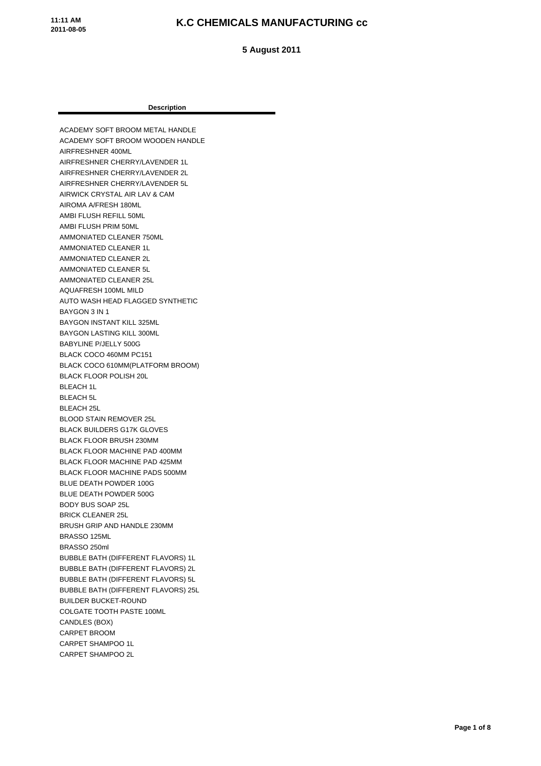# K.C CHEMICALS MANUFACTURING cc

**5 August 2011**

| Description |
|---|
| ACADEMY SOFT BROOM METAL HANDLE |
| ACADEMY SOFT BROOM WOODEN HANDLE |
| AIRFRESHNER 400ML |
| AIRFRESHNER CHERRY/LAVENDER 1L |
| AIRFRESHNER CHERRY/LAVENDER 2L |
| AIRFRESHNER CHERRY/LAVENDER 5L |
| AIRWICK CRYSTAL AIR LAV & CAM |
| AIROMA A/FRESH 180ML |
| AMBI FLUSH REFILL 50ML |
| AMBI FLUSH PRIM 50ML |
| AMMONIATED CLEANER 750ML |
| AMMONIATED CLEANER 1L |
| AMMONIATED CLEANER 2L |
| AMMONIATED CLEANER 5L |
| AMMONIATED CLEANER 25L |
| AQUAFRESH 100ML MILD |
| AUTO WASH HEAD FLAGGED SYNTHETIC |
| BAYGON 3 IN 1 |
| BAYGON INSTANT KILL 325ML |
| BAYGON LASTING KILL 300ML |
| BABYLINE P/JELLY 500G |
| BLACK COCO 460MM PC151 |
| BLACK COCO 610MM(PLATFORM BROOM) |
| BLACK FLOOR POLISH 20L |
| BLEACH 1L |
| BLEACH 5L |
| BLEACH 25L |
| BLOOD STAIN REMOVER 25L |
| BLACK BUILDERS G17K GLOVES |
| BLACK FLOOR BRUSH 230MM |
| BLACK FLOOR MACHINE PAD 400MM |
| BLACK FLOOR MACHINE PAD 425MM |
| BLACK FLOOR MACHINE PADS 500MM |
| BLUE DEATH POWDER 100G |
| BLUE DEATH POWDER 500G |
| BODY BUS SOAP 25L |
| BRICK CLEANER 25L |
| BRUSH GRIP AND HANDLE 230MM |
| BRASSO 125ML |
| BRASSO 250ml |
| BUBBLE BATH (DIFFERENT FLAVORS) 1L |
| BUBBLE BATH (DIFFERENT FLAVORS) 2L |
| BUBBLE BATH (DIFFERENT FLAVORS) 5L |
| BUBBLE BATH (DIFFERENT FLAVORS) 25L |
| BUILDER BUCKET-ROUND |
| COLGATE TOOTH PASTE 100ML |
| CANDLES (BOX) |
| CARPET BROOM |
| CARPET SHAMPOO 1L |
| CARPET SHAMPOO 2L |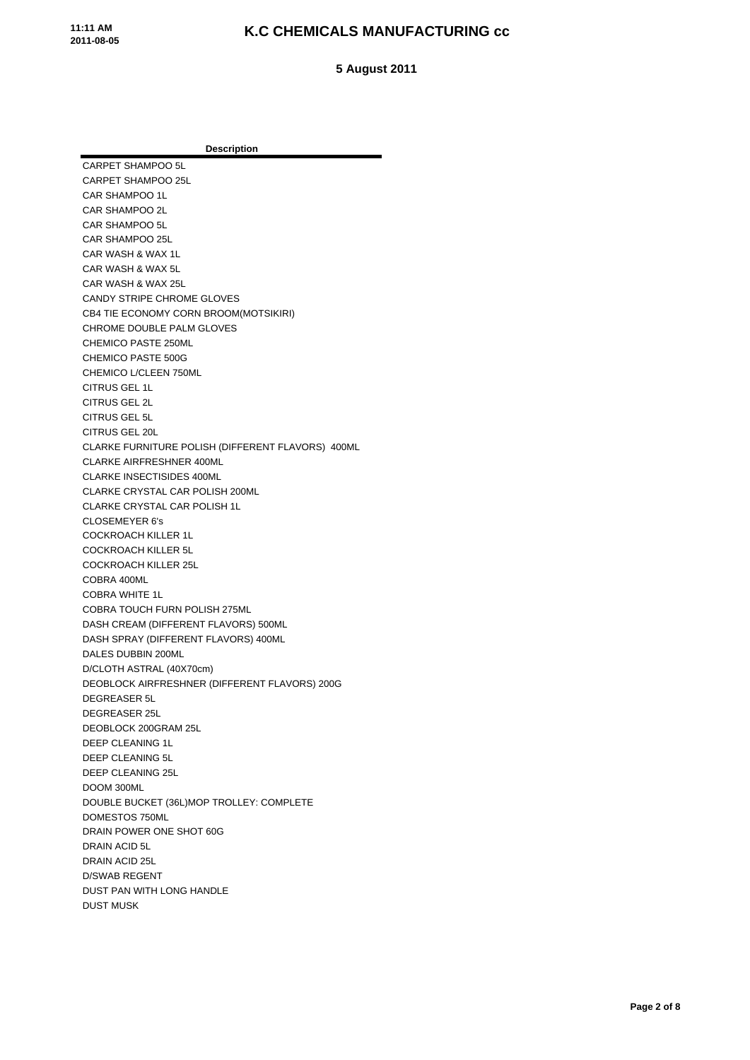# K.C CHEMICALS MANUFACTURING cc

**5 August 2011**

| Description |
|---|
| CARPET SHAMPOO 5L |
| CARPET SHAMPOO 25L |
| CAR SHAMPOO 1L |
| CAR SHAMPOO 2L |
| CAR SHAMPOO 5L |
| CAR SHAMPOO 25L |
| CAR WASH & WAX 1L |
| CAR WASH & WAX 5L |
| CAR WASH & WAX 25L |
| CANDY STRIPE CHROME GLOVES |
| CB4 TIE ECONOMY CORN BROOM(MOTSIKIRI) |
| CHROME DOUBLE PALM GLOVES |
| CHEMICO PASTE 250ML |
| CHEMICO PASTE 500G |
| CHEMICO L/CLEEN 750ML |
| CITRUS GEL 1L |
| CITRUS GEL 2L |
| CITRUS GEL 5L |
| CITRUS GEL 20L |
| CLARKE FURNITURE POLISH (DIFFERENT FLAVORS) 400ML |
| CLARKE AIRFRESHNER 400ML |
| CLARKE INSECTISIDES 400ML |
| CLARKE CRYSTAL CAR POLISH 200ML |
| CLARKE CRYSTAL CAR POLISH 1L |
| CLOSEMEYER 6's |
| COCKROACH KILLER 1L |
| COCKROACH KILLER 5L |
| COCKROACH KILLER 25L |
| COBRA 400ML |
| COBRA WHITE 1L |
| COBRA TOUCH FURN POLISH 275ML |
| DASH CREAM (DIFFERENT FLAVORS) 500ML |
| DASH SPRAY (DIFFERENT FLAVORS) 400ML |
| DALES DUBBIN 200ML |
| D/CLOTH ASTRAL (40X70cm) |
| DEOBLOCK AIRFRESHNER (DIFFERENT FLAVORS) 200G |
| DEGREASER 5L |
| DEGREASER 25L |
| DEOBLOCK 200GRAM 25L |
| DEEP CLEANING 1L |
| DEEP CLEANING 5L |
| DEEP CLEANING 25L |
| DOOM 300ML |
| DOUBLE BUCKET (36L)MOP TROLLEY: COMPLETE |
| DOMESTOS 750ML |
| DRAIN POWER ONE SHOT 60G |
| DRAIN ACID 5L |
| DRAIN ACID 25L |
| D/SWAB REGENT |
| DUST PAN WITH LONG HANDLE |
| DUST MUSK |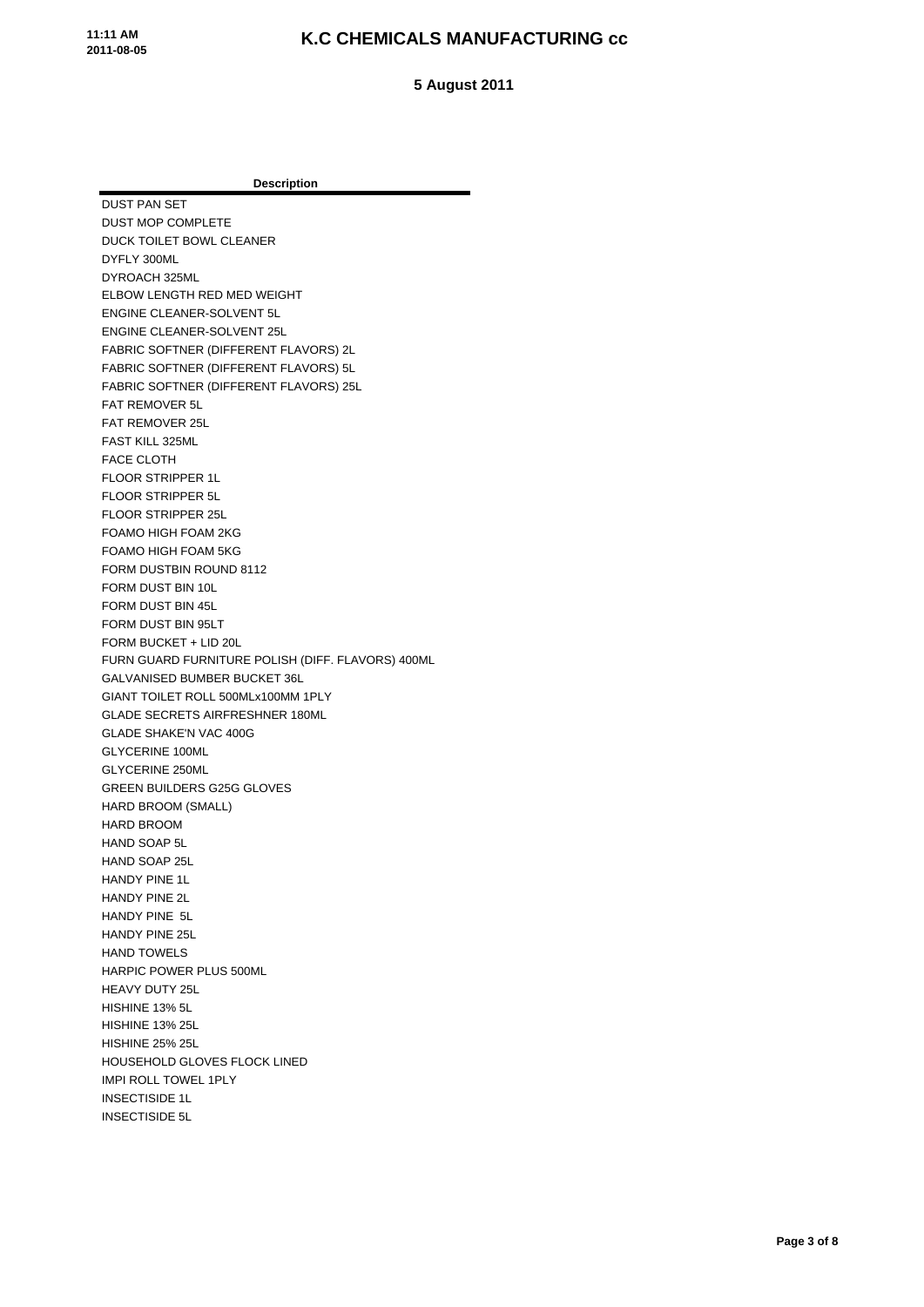# K.C CHEMICALS MANUFACTURING cc

**5 August 2011**

| Description |
| --- |
| DUST PAN SET |
| DUST MOP COMPLETE |
| DUCK TOILET BOWL CLEANER |
| DYFLY 300ML |
| DYROACH 325ML |
| ELBOW LENGTH RED MED WEIGHT |
| ENGINE CLEANER-SOLVENT 5L |
| ENGINE CLEANER-SOLVENT 25L |
| FABRIC SOFTNER (DIFFERENT FLAVORS) 2L |
| FABRIC SOFTNER (DIFFERENT FLAVORS) 5L |
| FABRIC SOFTNER (DIFFERENT FLAVORS) 25L |
| FAT REMOVER 5L |
| FAT REMOVER 25L |
| FAST KILL 325ML |
| FACE CLOTH |
| FLOOR STRIPPER 1L |
| FLOOR STRIPPER 5L |
| FLOOR STRIPPER 25L |
| FOAMO HIGH FOAM 2KG |
| FOAMO HIGH FOAM 5KG |
| FORM DUSTBIN ROUND 8112 |
| FORM DUST BIN 10L |
| FORM DUST BIN 45L |
| FORM DUST BIN 95LT |
| FORM BUCKET + LID 20L |
| FURN GUARD FURNITURE POLISH (DIFF. FLAVORS) 400ML |
| GALVANISED BUMBER BUCKET 36L |
| GIANT TOILET ROLL 500MLx100MM 1PLY |
| GLADE SECRETS AIRFRESHNER 180ML |
| GLADE SHAKE'N VAC 400G |
| GLYCERINE 100ML |
| GLYCERINE 250ML |
| GREEN BUILDERS G25G GLOVES |
| HARD BROOM (SMALL) |
| HARD BROOM |
| HAND SOAP 5L |
| HAND SOAP 25L |
| HANDY PINE 1L |
| HANDY PINE 2L |
| HANDY PINE 5L |
| HANDY PINE 25L |
| HAND TOWELS |
| HARPIC POWER PLUS 500ML |
| HEAVY DUTY 25L |
| HISHINE 13% 5L |
| HISHINE 13% 25L |
| HISHINE 25% 25L |
| HOUSEHOLD GLOVES FLOCK LINED |
| IMPI ROLL TOWEL 1PLY |
| INSECTISIDE 1L |
| INSECTISIDE 5L |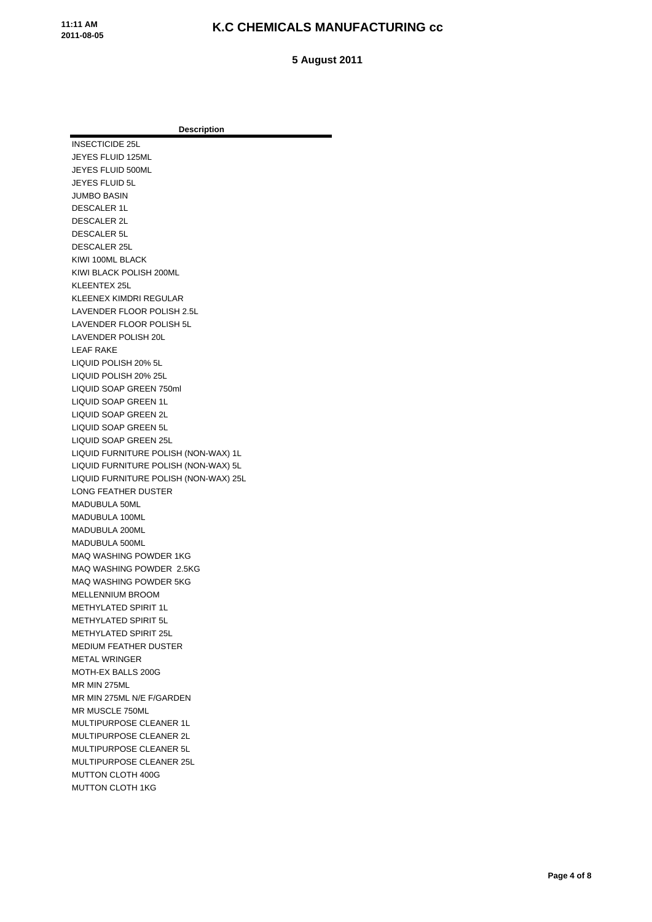# K.C CHEMICALS MANUFACTURING cc

**5 August 2011**

| Description |
|---|
| INSECTICIDE 25L |
| JEYES FLUID 125ML |
| JEYES FLUID 500ML |
| JEYES FLUID 5L |
| JUMBO BASIN |
| DESCALER 1L |
| DESCALER 2L |
| DESCALER 5L |
| DESCALER 25L |
| KIWI 100ML BLACK |
| KIWI BLACK POLISH 200ML |
| KLEENTEX 25L |
| KLEENEX KIMDRI REGULAR |
| LAVENDER FLOOR POLISH 2.5L |
| LAVENDER FLOOR POLISH 5L |
| LAVENDER POLISH 20L |
| LEAF RAKE |
| LIQUID POLISH 20% 5L |
| LIQUID POLISH 20% 25L |
| LIQUID SOAP GREEN 750ml |
| LIQUID SOAP GREEN 1L |
| LIQUID SOAP GREEN 2L |
| LIQUID SOAP GREEN 5L |
| LIQUID SOAP GREEN 25L |
| LIQUID FURNITURE POLISH (NON-WAX) 1L |
| LIQUID FURNITURE POLISH (NON-WAX) 5L |
| LIQUID FURNITURE POLISH (NON-WAX) 25L |
| LONG FEATHER DUSTER |
| MADUBULA 50ML |
| MADUBULA 100ML |
| MADUBULA 200ML |
| MADUBULA 500ML |
| MAQ WASHING POWDER 1KG |
| MAQ WASHING POWDER 2.5KG |
| MAQ WASHING POWDER 5KG |
| MELLENNIUM BROOM |
| METHYLATED SPIRIT 1L |
| METHYLATED SPIRIT 5L |
| METHYLATED SPIRIT 25L |
| MEDIUM FEATHER DUSTER |
| METAL WRINGER |
| MOTH-EX BALLS 200G |
| MR MIN 275ML |
| MR MIN 275ML N/E F/GARDEN |
| MR MUSCLE 750ML |
| MULTIPURPOSE CLEANER 1L |
| MULTIPURPOSE CLEANER 2L |
| MULTIPURPOSE CLEANER 5L |
| MULTIPURPOSE CLEANER 25L |
| MUTTON CLOTH 400G |
| MUTTON CLOTH 1KG |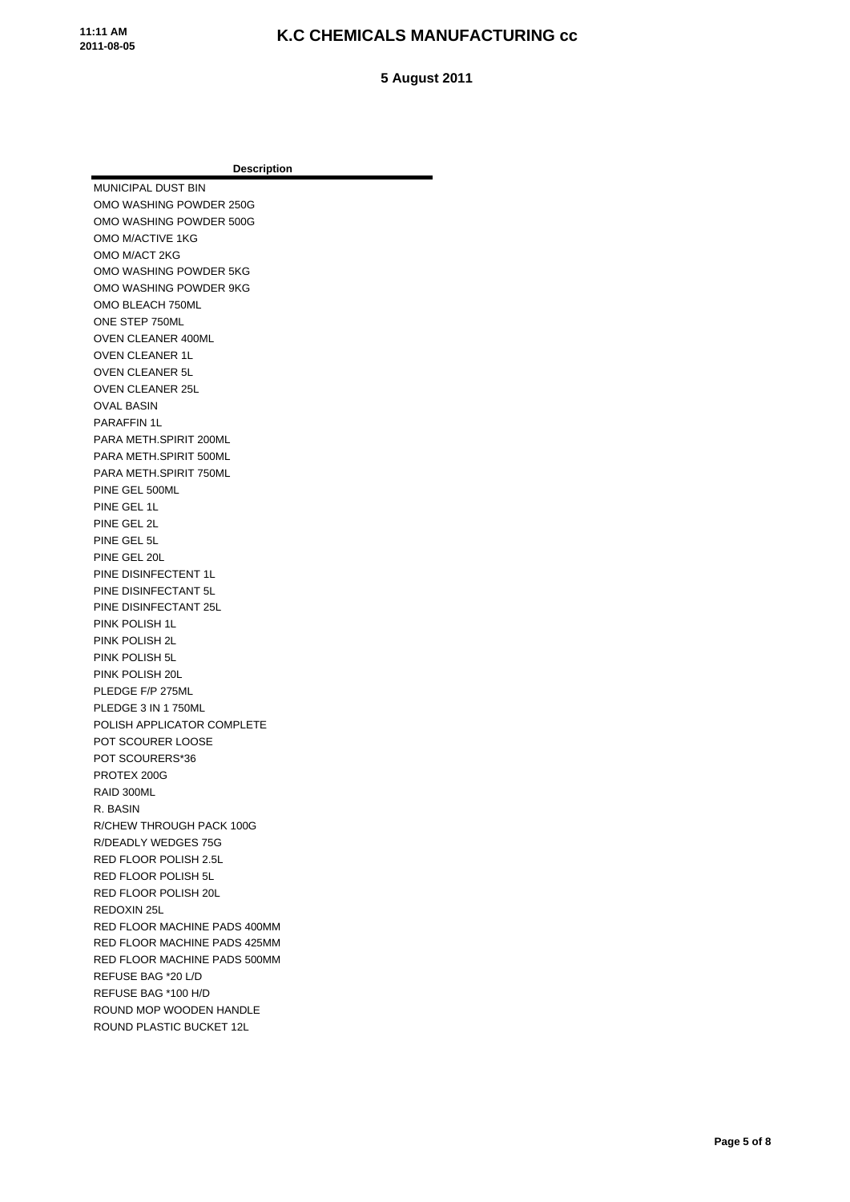# K.C CHEMICALS MANUFACTURING cc

**5 August 2011**

| Description |
|---|
| MUNICIPAL DUST BIN |
| OMO WASHING POWDER 250G |
| OMO WASHING POWDER 500G |
| OMO M/ACTIVE 1KG |
| OMO M/ACT 2KG |
| OMO WASHING POWDER 5KG |
| OMO WASHING POWDER 9KG |
| OMO BLEACH 750ML |
| ONE STEP 750ML |
| OVEN CLEANER 400ML |
| OVEN CLEANER 1L |
| OVEN CLEANER 5L |
| OVEN CLEANER 25L |
| OVAL BASIN |
| PARAFFIN 1L |
| PARA METH.SPIRIT 200ML |
| PARA METH.SPIRIT 500ML |
| PARA METH.SPIRIT 750ML |
| PINE GEL 500ML |
| PINE GEL 1L |
| PINE GEL 2L |
| PINE GEL 5L |
| PINE GEL 20L |
| PINE DISINFECTENT 1L |
| PINE DISINFECTANT 5L |
| PINE DISINFECTANT 25L |
| PINK POLISH 1L |
| PINK POLISH 2L |
| PINK POLISH 5L |
| PINK POLISH 20L |
| PLEDGE F/P 275ML |
| PLEDGE 3 IN 1 750ML |
| POLISH APPLICATOR COMPLETE |
| POT SCOURER LOOSE |
| POT SCOURERS*36 |
| PROTEX 200G |
| RAID 300ML |
| R. BASIN |
| R/CHEW THROUGH PACK 100G |
| R/DEADLY WEDGES 75G |
| RED FLOOR POLISH 2.5L |
| RED FLOOR POLISH 5L |
| RED FLOOR POLISH 20L |
| REDOXIN 25L |
| RED FLOOR MACHINE PADS 400MM |
| RED FLOOR MACHINE PADS 425MM |
| RED FLOOR MACHINE PADS 500MM |
| REFUSE BAG *20 L/D |
| REFUSE BAG *100 H/D |
| ROUND MOP WOODEN HANDLE |
| ROUND PLASTIC BUCKET 12L |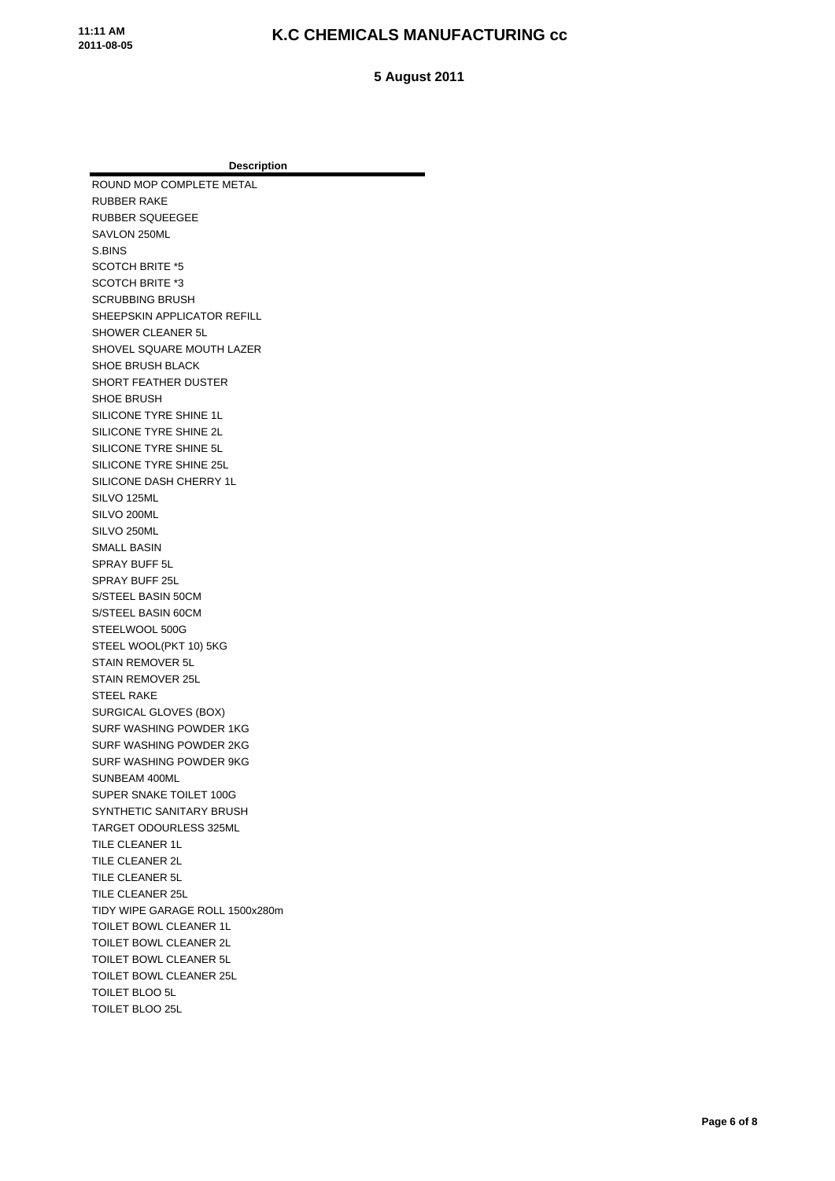# K.C CHEMICALS MANUFACTURING cc

**5 August 2011**

| Description |
|---|
| ROUND MOP COMPLETE METAL |
| RUBBER RAKE |
| RUBBER SQUEEGEE |
| SAVLON 250ML |
| S.BINS |
| SCOTCH BRITE *5 |
| SCOTCH BRITE *3 |
| SCRUBBING BRUSH |
| SHEEPSKIN APPLICATOR REFILL |
| SHOWER CLEANER 5L |
| SHOVEL SQUARE MOUTH LAZER |
| SHOE BRUSH BLACK |
| SHORT FEATHER DUSTER |
| SHOE BRUSH |
| SILICONE TYRE SHINE 1L |
| SILICONE TYRE SHINE 2L |
| SILICONE TYRE SHINE 5L |
| SILICONE TYRE SHINE 25L |
| SILICONE DASH CHERRY 1L |
| SILVO 125ML |
| SILVO 200ML |
| SILVO 250ML |
| SMALL BASIN |
| SPRAY BUFF 5L |
| SPRAY BUFF 25L |
| S/STEEL BASIN 50CM |
| S/STEEL BASIN 60CM |
| STEELWOOL 500G |
| STEEL WOOL(PKT 10) 5KG |
| STAIN REMOVER 5L |
| STAIN REMOVER 25L |
| STEEL RAKE |
| SURGICAL GLOVES (BOX) |
| SURF WASHING POWDER 1KG |
| SURF WASHING POWDER 2KG |
| SURF WASHING POWDER 9KG |
| SUNBEAM 400ML |
| SUPER SNAKE TOILET 100G |
| SYNTHETIC SANITARY BRUSH |
| TARGET ODOURLESS 325ML |
| TILE CLEANER 1L |
| TILE CLEANER 2L |
| TILE CLEANER 5L |
| TILE CLEANER 25L |
| TIDY WIPE GARAGE ROLL 1500x280m |
| TOILET BOWL CLEANER 1L |
| TOILET BOWL CLEANER 2L |
| TOILET BOWL CLEANER 5L |
| TOILET BOWL CLEANER 25L |
| TOILET BLOO 5L |
| TOILET BLOO 25L |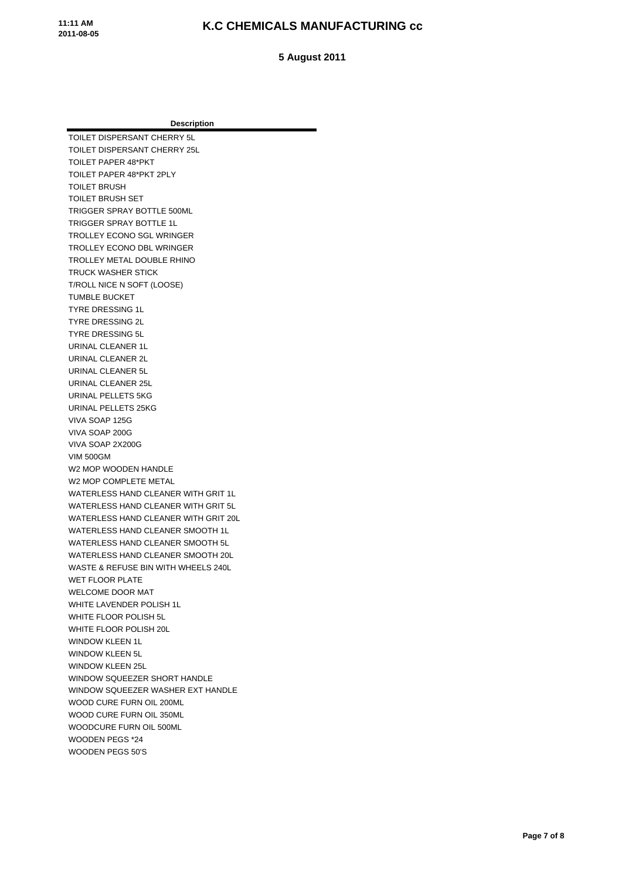# K.C CHEMICALS MANUFACTURING cc

**5 August 2011**

| Description |
| --- |
| TOILET DISPERSANT CHERRY 5L |
| TOILET DISPERSANT CHERRY 25L |
| TOILET PAPER 48*PKT |
| TOILET PAPER 48*PKT 2PLY |
| TOILET BRUSH |
| TOILET BRUSH SET |
| TRIGGER SPRAY BOTTLE 500ML |
| TRIGGER SPRAY BOTTLE 1L |
| TROLLEY ECONO SGL WRINGER |
| TROLLEY ECONO DBL WRINGER |
| TROLLEY METAL DOUBLE RHINO |
| TRUCK WASHER STICK |
| T/ROLL NICE N SOFT (LOOSE) |
| TUMBLE BUCKET |
| TYRE DRESSING 1L |
| TYRE DRESSING 2L |
| TYRE DRESSING 5L |
| URINAL CLEANER 1L |
| URINAL CLEANER 2L |
| URINAL CLEANER 5L |
| URINAL CLEANER 25L |
| URINAL PELLETS 5KG |
| URINAL PELLETS 25KG |
| VIVA SOAP 125G |
| VIVA SOAP 200G |
| VIVA SOAP 2X200G |
| VIM 500GM |
| W2 MOP WOODEN HANDLE |
| W2 MOP COMPLETE METAL |
| WATERLESS HAND CLEANER WITH GRIT 1L |
| WATERLESS HAND CLEANER WITH GRIT 5L |
| WATERLESS HAND CLEANER WITH GRIT 20L |
| WATERLESS HAND CLEANER SMOOTH 1L |
| WATERLESS HAND CLEANER SMOOTH 5L |
| WATERLESS HAND CLEANER SMOOTH 20L |
| WASTE & REFUSE BIN WITH WHEELS 240L |
| WET FLOOR PLATE |
| WELCOME DOOR MAT |
| WHITE LAVENDER POLISH 1L |
| WHITE FLOOR POLISH 5L |
| WHITE FLOOR POLISH 20L |
| WINDOW KLEEN 1L |
| WINDOW KLEEN 5L |
| WINDOW KLEEN 25L |
| WINDOW SQUEEZER SHORT HANDLE |
| WINDOW SQUEEZER WASHER EXT HANDLE |
| WOOD CURE FURN OIL 200ML |
| WOOD CURE FURN OIL 350ML |
| WOODCURE FURN OIL 500ML |
| WOODEN PEGS *24 |
| WOODEN PEGS 50'S |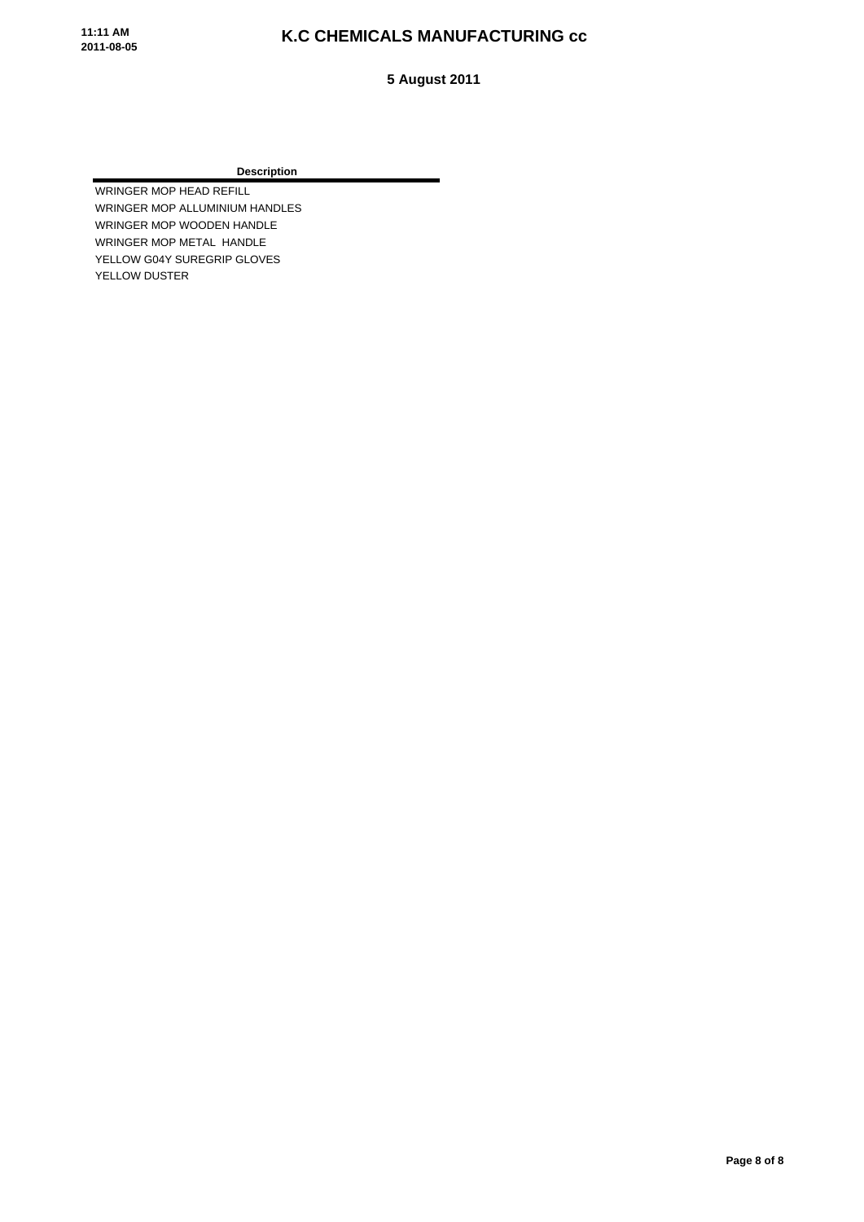11:11 AM
2011-08-05

# K.C CHEMICALS MANUFACTURING cc

**5 August 2011**

| Description |
|---|
| WRINGER MOP HEAD REFILL |
| WRINGER MOP ALLUMINIUM HANDLES |
| WRINGER MOP WOODEN HANDLE |
| WRINGER MOP METAL HANDLE |
| YELLOW G04Y SUREGRIP GLOVES |
| YELLOW DUSTER |